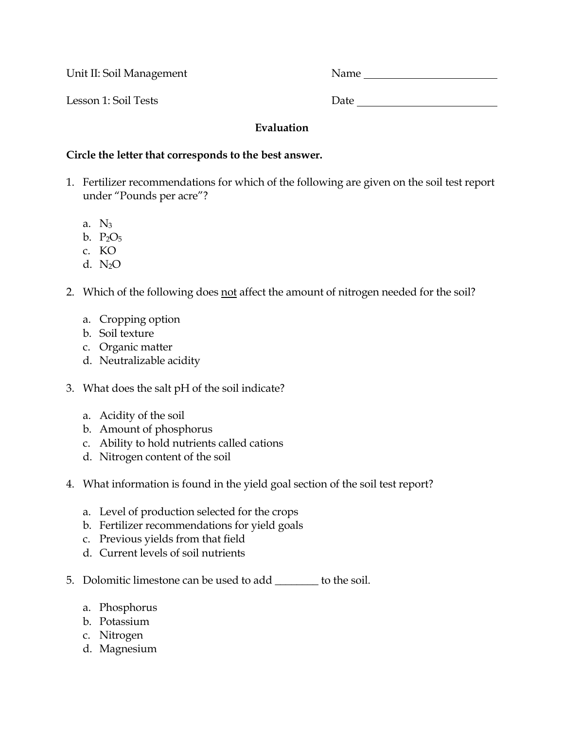Unit II: Soil Management | Name ______________________

Lesson 1: Soil Tests | Date ______________________

## Evaluation

**Circle the letter that corresponds to the best answer.**

1. Fertilizer recommendations for which of the following are given on the soil test report under "Pounds per acre"?

   a. $N_3$
   b. $P_2O_5$
   c. KO
   d. $N_2O$

2. Which of the following does <u>not</u> affect the amount of nitrogen needed for the soil?

   a. Cropping option
   b. Soil texture
   c. Organic matter
   d. Neutralizable acidity

3. What does the salt pH of the soil indicate?

   a. Acidity of the soil
   b. Amount of phosphorus
   c. Ability to hold nutrients called cations
   d. Nitrogen content of the soil

4. What information is found in the yield goal section of the soil test report?

   a. Level of production selected for the crops
   b. Fertilizer recommendations for yield goals
   c. Previous yields from that field
   d. Current levels of soil nutrients

5. Dolomitic limestone can be used to add ________ to the soil.

   a. Phosphorus
   b. Potassium
   c. Nitrogen
   d. Magnesium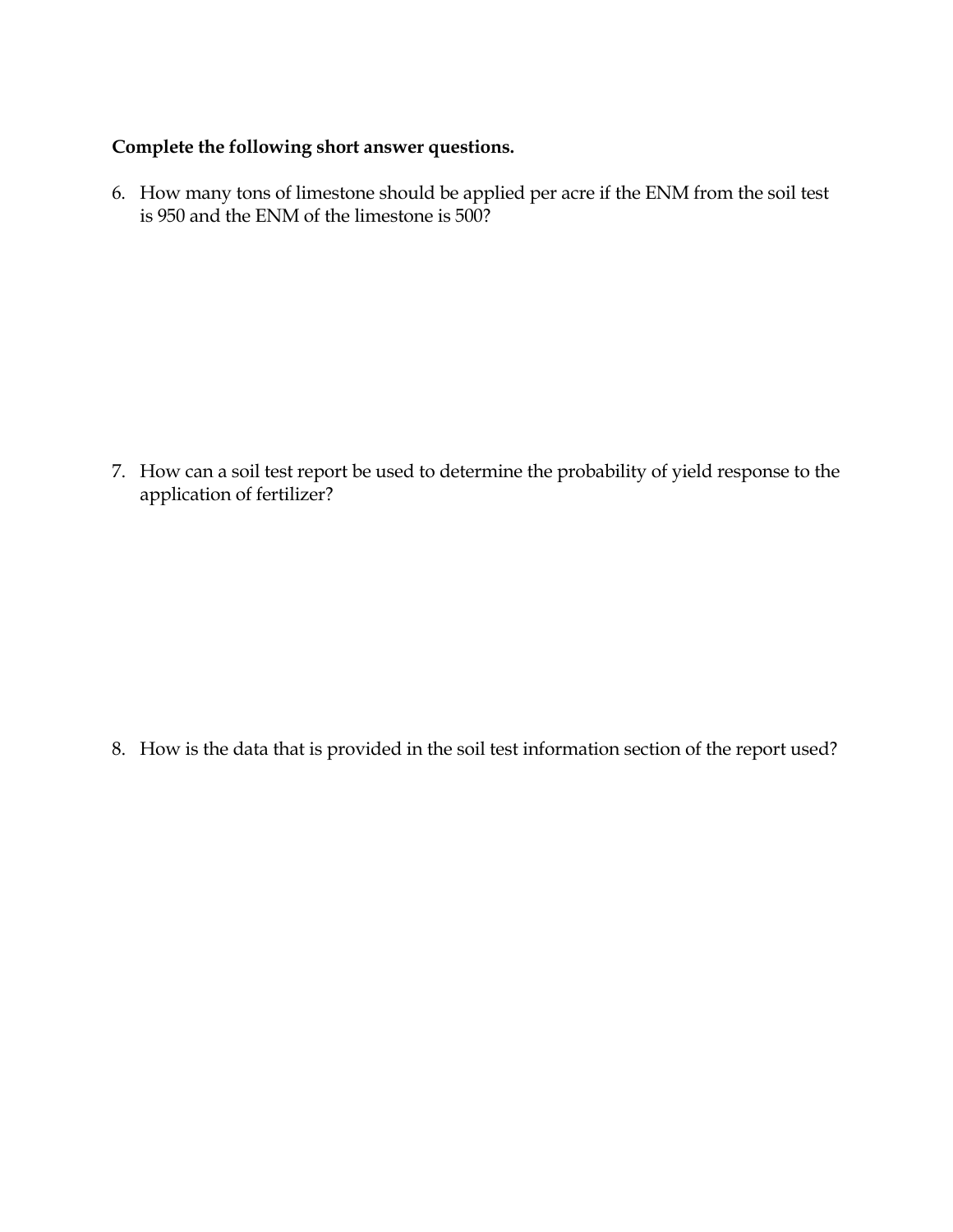**Complete the following short answer questions.**

6. How many tons of limestone should be applied per acre if the ENM from the soil test is 950 and the ENM of the limestone is 500?

7. How can a soil test report be used to determine the probability of yield response to the application of fertilizer?

8. How is the data that is provided in the soil test information section of the report used?